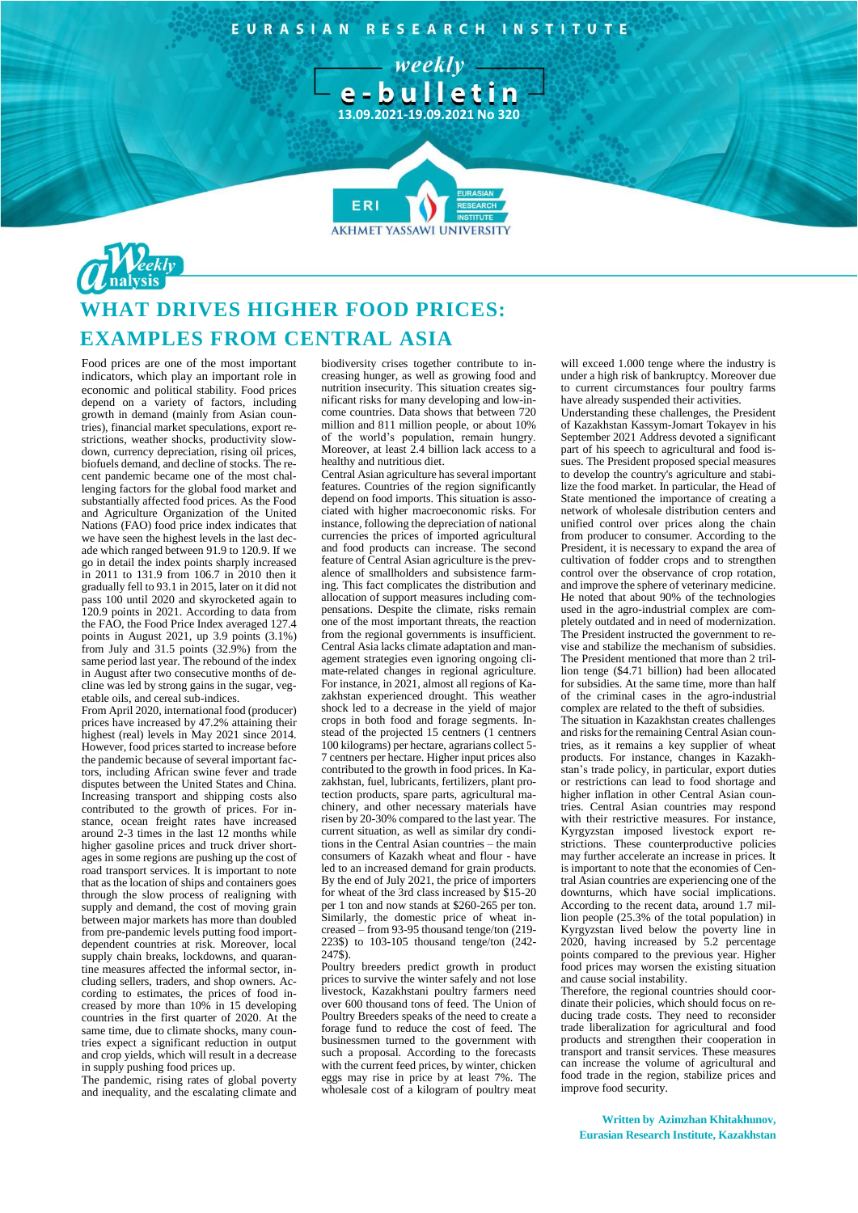EURASIAN RESEARCH INSTITUTE

weekly e-bulletin

13.09.2021-19.09.2021 No 320

Weekly analysis

# WHAT DRIVES HIGHER FOOD PRICES: EXAMPLES FROM CENTRAL ASIA

Food prices are one of the most important indicators, which play an important role in economic and political stability. Food prices depend on a variety of factors, including growth in demand (mainly from Asian countries), financial market speculations, export restrictions, weather shocks, productivity slowdown, currency depreciation, rising oil prices, biofuels demand, and decline of stocks. The recent pandemic became one of the most challenging factors for the global food market and substantially affected food prices. As the Food and Agriculture Organization of the United Nations (FAO) food price index indicates that we have seen the highest levels in the last decade which ranged between 91.9 to 120.9. If we go in detail the index points sharply increased in 2011 to 131.9 from 106.7 in 2010 then it gradually fell to 93.1 in 2015, later on it did not pass 100 until 2020 and skyrocketed again to 120.9 points in 2021. According to data from the FAO, the Food Price Index averaged 127.4 points in August 2021, up 3.9 points (3.1%) from July and 31.5 points (32.9%) from the same period last year. The rebound of the index in August after two consecutive months of decline was led by strong gains in the sugar, vegetable oils, and cereal sub-indices.

From April 2020, international food (producer) prices have increased by 47.2% attaining their highest (real) levels in May 2021 since 2014. However, food prices started to increase before the pandemic because of several important factors, including African swine fever and trade disputes between the United States and China. Increasing transport and shipping costs also contributed to the growth of prices. For instance, ocean freight rates have increased around 2-3 times in the last 12 months while higher gasoline prices and truck driver shortages in some regions are pushing up the cost of road transport services. It is important to note that as the location of ships and containers goes through the slow process of realigning with supply and demand, the cost of moving grain between major markets has more than doubled from pre-pandemic levels putting food import-dependent countries at risk. Moreover, local supply chain breaks, lockdowns, and quarantine measures affected the informal sector, including sellers, traders, and shop owners. According to estimates, the prices of food increased by more than 10% in 15 developing countries in the first quarter of 2020. At the same time, due to climate shocks, many countries expect a significant reduction in output and crop yields, which will result in a decrease in supply pushing food prices up.

The pandemic, rising rates of global poverty and inequality, and the escalating climate and biodiversity crises together contribute to increasing hunger, as well as growing food and nutrition insecurity. This situation creates significant risks for many developing and low-income countries. Data shows that between 720 million and 811 million people, or about 10% of the world's population, remain hungry. Moreover, at least 2.4 billion lack access to a healthy and nutritious diet.

Central Asian agriculture has several important features. Countries of the region significantly depend on food imports. This situation is associated with higher macroeconomic risks. For instance, following the depreciation of national currencies the prices of imported agricultural and food products can increase. The second feature of Central Asian agriculture is the prevalence of smallholders and subsistence farming. This fact complicates the distribution and allocation of support measures including compensations. Despite the climate, risks remain one of the most important threats, the reaction from the regional governments is insufficient. Central Asia lacks climate adaptation and management strategies even ignoring ongoing climate-related changes in regional agriculture. For instance, in 2021, almost all regions of Kazakhstan experienced drought. This weather shock led to a decrease in the yield of major crops in both food and forage segments. Instead of the projected 15 centners (1 centners 100 kilograms) per hectare, agrarians collect 5-7 centners per hectare. Higher input prices also contributed to the growth in food prices. In Kazakhstan, fuel, lubricants, fertilizers, plant protection products, spare parts, agricultural machinery, and other necessary materials have risen by 20-30% compared to the last year. The current situation, as well as similar dry conditions in the Central Asian countries – the main consumers of Kazakh wheat and flour - have led to an increased demand for grain products. By the end of July 2021, the price of importers for wheat of the 3rd class increased by $15-20 per 1 ton and now stands at $260-265 per ton. Similarly, the domestic price of wheat increased – from 93-95 thousand tenge/ton (219-223$) to 103-105 thousand tenge/ton (242-247$).

Poultry breeders predict growth in product prices to survive the winter safely and not lose livestock, Kazakhstani poultry farmers need over 600 thousand tons of feed. The Union of Poultry Breeders speaks of the need to create a forage fund to reduce the cost of feed. The businessmen turned to the government with such a proposal. According to the forecasts with the current feed prices, by winter, chicken eggs may rise in price by at least 7%. The wholesale cost of a kilogram of poultry meat will exceed 1.000 tenge where the industry is under a high risk of bankruptcy. Moreover due to current circumstances four poultry farms have already suspended their activities.

Understanding these challenges, the President of Kazakhstan Kassym-Jomart Tokayev in his September 2021 Address devoted a significant part of his speech to agricultural and food issues. The President proposed special measures to develop the country's agriculture and stabilize the food market. In particular, the Head of State mentioned the importance of creating a network of wholesale distribution centers and unified control over prices along the chain from producer to consumer. According to the President, it is necessary to expand the area of cultivation of fodder crops and to strengthen control over the observance of crop rotation, and improve the sphere of veterinary medicine. He noted that about 90% of the technologies used in the agro-industrial complex are completely outdated and in need of modernization. The President instructed the government to revise and stabilize the mechanism of subsidies. The President mentioned that more than 2 trillion tenge ($4.71 billion) had been allocated for subsidies. At the same time, more than half of the criminal cases in the agro-industrial complex are related to the theft of subsidies.

The situation in Kazakhstan creates challenges and risks for the remaining Central Asian countries, as it remains a key supplier of wheat products. For instance, changes in Kazakhstan's trade policy, in particular, export duties or restrictions can lead to food shortage and higher inflation in other Central Asian countries. Central Asian countries may respond with their restrictive measures. For instance, Kyrgyzstan imposed livestock export restrictions. These counterproductive policies may further accelerate an increase in prices. It is important to note that the economies of Central Asian countries are experiencing one of the downturns, which have social implications. According to the recent data, around 1.7 million people (25.3% of the total population) in Kyrgyzstan lived below the poverty line in 2020, having increased by 5.2 percentage points compared to the previous year. Higher food prices may worsen the existing situation and cause social instability.

Therefore, the regional countries should coordinate their policies, which should focus on reducing trade costs. They need to reconsider trade liberalization for agricultural and food products and strengthen their cooperation in transport and transit services. These measures can increase the volume of agricultural and food trade in the region, stabilize prices and improve food security.

**Written by Azimzhan Khitakhunov, Eurasian Research Institute, Kazakhstan**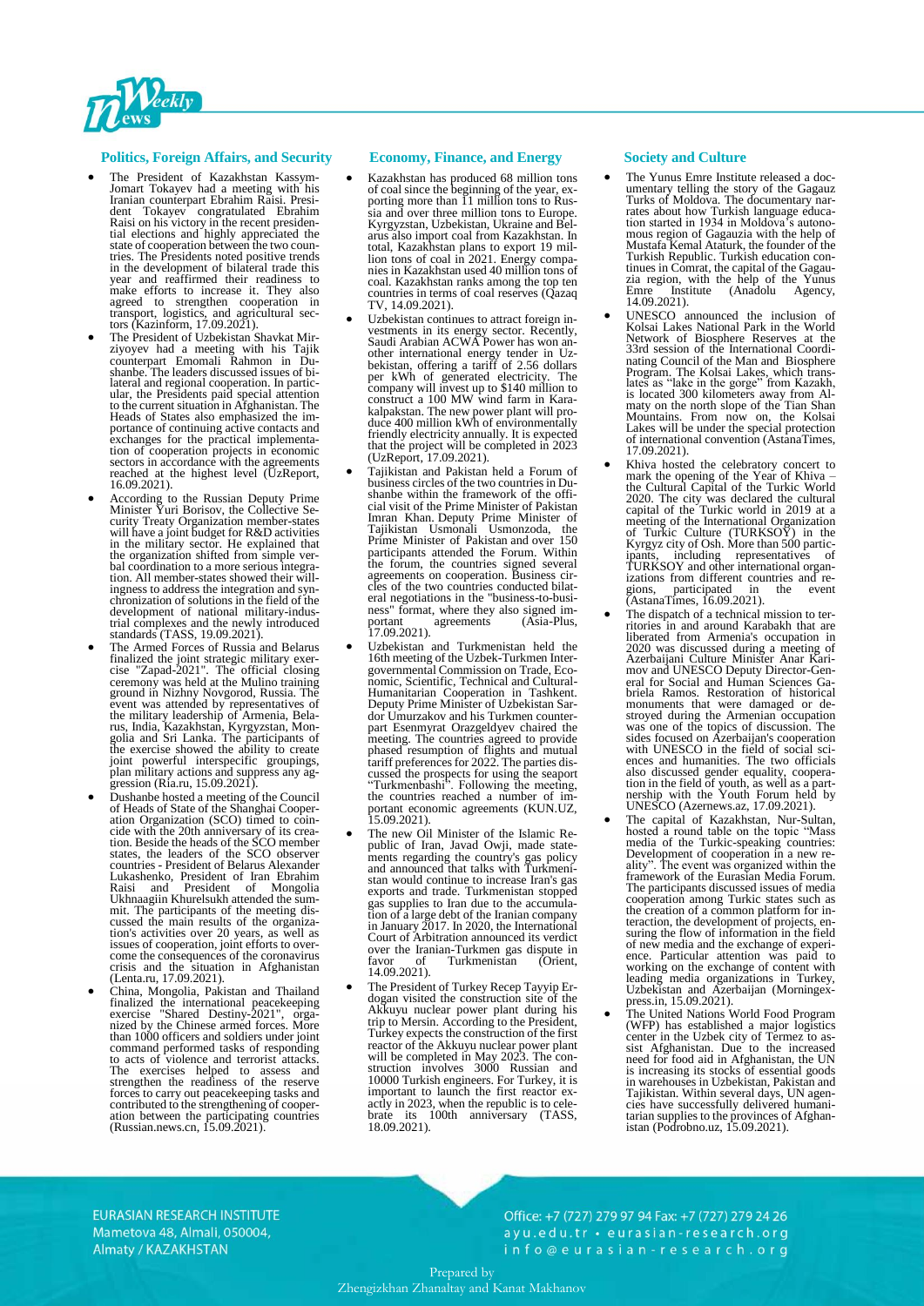## Politics, Foreign Affairs, and Security

- The President of Kazakhstan Kassym-Jomart Tokayev had a meeting with his Iranian counterpart Ebrahim Raisi. President Tokayev congratulated Ebrahim Raisi on his victory in the recent presidential elections and highly appreciated the state of cooperation between the two countries. The Presidents noted positive trends in the development of bilateral trade this year and reaffirmed their readiness to make efforts to increase it. They also agreed to strengthen cooperation in transport, logistics, and agricultural sectors (Kazinform, 17.09.2021).
- The President of Uzbekistan Shavkat Mirziyoyev had a meeting with his Tajik counterpart Emomali Rahmon in Dushanbe. The leaders discussed issues of bilateral and regional cooperation. In particular, the Presidents paid special attention to the current situation in Afghanistan. The Heads of States also emphasized the importance of continuing active contacts and exchanges for the practical implementation of cooperation projects in economic sectors in accordance with the agreements reached at the highest level (UzReport, 16.09.2021).
- According to the Russian Deputy Prime Minister Yuri Borisov, the Collective Security Treaty Organization member-states will have a joint budget for R&D activities in the military sector. He explained that the organization shifted from simple verbal coordination to a more serious integration. All member-states showed their willingness to address the integration and synchronization of solutions in the field of the development of national military-industrial complexes and the newly introduced standards (TASS, 19.09.2021).
- The Armed Forces of Russia and Belarus finalized the joint strategic military exercise "Zapad-2021". The official closing ceremony was held at the Mulino training ground in Nizhny Novgorod, Russia. The event was attended by representatives of the military leadership of Armenia, Belarus, India, Kazakhstan, Kyrgyzstan, Mongolia and Sri Lanka. The participants of the exercise showed the ability to create joint powerful interspecific groupings, plan military actions and suppress any aggression (Ria.ru, 15.09.2021).
- Dushanbe hosted a meeting of the Council of Heads of State of the Shanghai Cooperation Organization (SCO) timed to coincide with the 20th anniversary of its creation. Beside the heads of the SCO member states, the leaders of the SCO observer countries - President of Belarus Alexander Lukashenko, President of Iran Ebrahim Raisi and President of Mongolia Ukhnaagiin Khurelsukh attended the summit. The participants of the meeting discussed the main results of the organization's activities over 20 years, as well as issues of cooperation, joint efforts to overcome the consequences of the coronavirus crisis and the situation in Afghanistan (Lenta.ru, 17.09.2021).
- China, Mongolia, Pakistan and Thailand finalized the international peacekeeping exercise "Shared Destiny-2021", organized by the Chinese armed forces. More than 1000 officers and soldiers under joint command performed tasks of responding to acts of violence and terrorist attacks. The exercises helped to assess and strengthen the readiness of the reserve forces to carry out peacekeeping tasks and contributed to the strengthening of cooperation between the participating countries (Russian.news.cn, 15.09.2021).

## Economy, Finance, and Energy

- Kazakhstan has produced 68 million tons of coal since the beginning of the year, exporting more than 11 million tons to Russia and over three million tons to Europe. Kyrgyzstan, Uzbekistan, Ukraine and Belarus also import coal from Kazakhstan. In total, Kazakhstan plans to export 19 million tons of coal in 2021. Energy companies in Kazakhstan used 40 million tons of coal. Kazakhstan ranks among the top ten countries in terms of coal reserves (Qazaq TV, 14.09.2021).
- Uzbekistan continues to attract foreign investments in its energy sector. Recently, Saudi Arabian ACWA Power has won another international energy tender in Uzbekistan, offering a tariff of 2.56 dollars per kWh of generated electricity. The company will invest up to $140 million to construct a 100 MW wind farm in Karakalpakstan. The new power plant will produce 400 million kWh of environmentally friendly electricity annually. It is expected that the project will be completed in 2023 (UzReport, 17.09.2021).
- Tajikistan and Pakistan held a Forum of business circles of the two countries in Dushanbe within the framework of the official visit of the Prime Minister of Pakistan Imran Khan. Deputy Prime Minister of Tajikistan Usmonali Usmonzoda, the Prime Minister of Pakistan and over 150 participants attended the Forum. Within the forum, the countries signed several agreements on cooperation. Business circles of the two countries conducted bilateral negotiations in the "business-to-business" format, where they also signed important agreements (Asia-Plus, 17.09.2021).
- Uzbekistan and Turkmenistan held the 16th meeting of the Uzbek-Turkmen Intergovernmental Commission on Trade, Economic, Scientific, Technical and Cultural-Humanitarian Cooperation in Tashkent. Deputy Prime Minister of Uzbekistan Sardor Umurzakov and his Turkmen counterpart Esenmyrat Orazgeldyev chaired the meeting. The countries agreed to provide phased resumption of flights and mutual tariff preferences for 2022. The parties discussed the prospects for using the seaport "Turkmenbashi". Following the meeting, the countries reached a number of important economic agreements (KUN.UZ, 15.09.2021).
- The new Oil Minister of the Islamic Republic of Iran, Javad Owji, made statements regarding the country's gas policy and announced that talks with Turkmenistan would continue to increase Iran's gas exports and trade. Turkmenistan stopped gas supplies to Iran due to the accumulation of a large debt of the Iranian company in January 2017. In 2020, the International Court of Arbitration announced its verdict over the Iranian-Turkmen gas dispute in favor of Turkmenistan (Orient, 14.09.2021).
- The President of Turkey Recep Tayyip Erdogan visited the construction site of the Akkuyu nuclear power plant during his trip to Mersin. According to the President, Turkey expects the construction of the first reactor of the Akkuyu nuclear power plant will be completed in May 2023. The construction involves 3000 Russian and 10000 Turkish engineers. For Turkey, it is important to launch the first reactor exactly in 2023, when the republic is to celebrate its 100th anniversary (TASS, 18.09.2021).

## Society and Culture

- The Yunus Emre Institute released a documentary telling the story of the Gagauz Turks of Moldova. The documentary narrates about how Turkish language education started in 1934 in Moldova's autonomous region of Gagauzia with the help of Mustafa Kemal Ataturk, the founder of the Turkish Republic. Turkish education continues in Comrat, the capital of the Gagauzia region, with the help of the Yunus Emre Institute (Anadolu Agency, 14.09.2021).
- UNESCO announced the inclusion of Kolsai Lakes National Park in the World Network of Biosphere Reserves at the 33rd session of the International Coordinating Council of the Man and Biosphere Program. The Kolsai Lakes, which translates as "lake in the gorge" from Kazakh, is located 300 kilometers away from Almaty on the north slope of the Tian Shan Mountains. From now on, the Kolsai Lakes will be under the special protection of international convention (AstanaTimes, 17.09.2021).
- Khiva hosted the celebratory concert to mark the opening of the Year of Khiva – the Cultural Capital of the Turkic World 2020. The city was declared the cultural capital of the Turkic world in 2019 at a meeting of the International Organization of Turkic Culture (TURKSOY) in the Kyrgyz city of Osh. More than 500 participants, including representatives of TURKSOY and other international organizations from different countries and regions, participated in the event (AstanaTimes, 16.09.2021).
- The dispatch of a technical mission to territories in and around Karabakh that are liberated from Armenia's occupation in 2020 was discussed during a meeting of Azerbaijani Culture Minister Anar Karimov and UNESCO Deputy Director-General for Social and Human Sciences Gabriela Ramos. Restoration of historical monuments that were damaged or destroyed during the Armenian occupation was one of the topics of discussion. The sides focused on Azerbaijan's cooperation with UNESCO in the field of social sciences and humanities. The two officials also discussed gender equality, cooperation in the field of youth, as well as a partnership with the Youth Forum held by UNESCO (Azernews.az, 17.09.2021).
- The capital of Kazakhstan, Nur-Sultan, hosted a round table on the topic "Mass media of the Turkic-speaking countries: Development of cooperation in a new reality". The event was organized within the framework of the Eurasian Media Forum. The participants discussed issues of media cooperation among Turkic states such as the creation of a common platform for interaction, the development of projects, ensuring the flow of information in the field of new media and the exchange of experience. Particular attention was paid to working on the exchange of content with leading media organizations in Turkey, Uzbekistan and Azerbaijan (Morningexpress.in, 15.09.2021).
- The United Nations World Food Program (WFP) has established a major logistics center in the Uzbek city of Termez to assist Afghanistan. Due to the increased need for food aid in Afghanistan, the UN is increasing its stocks of essential goods in warehouses in Uzbekistan, Pakistan and Tajikistan. Within several days, UN agencies have successfully delivered humanitarian supplies to the provinces of Afghanistan (Podrobno.uz, 15.09.2021).

EURASIAN RESEARCH INSTITUTE
Mametova 48, Almali, 050004,
Almaty / KAZAKHSTAN

Office: +7 (727) 279 97 94 Fax: +7 (727) 279 24 26
ayu.edu.tr • eurasian-research.org
info@eurasian-research.org

Prepared by
Zhengizkhan Zhanaltay and Kanat Makhanov